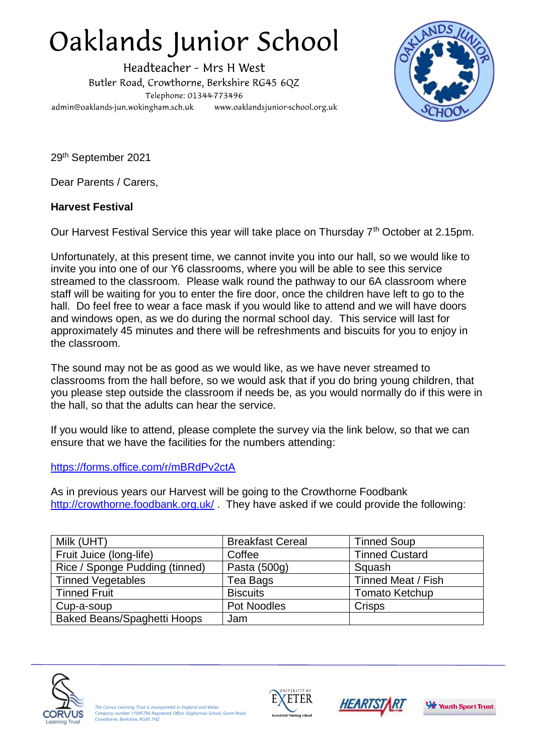# Oaklands Junior School

Headteacher - Mrs H West
Butler Road, Crowthorne, Berkshire RG45 6QZ
Telephone: 01344-773496
admin@oaklands-jun.wokingham.sch.uk www.oaklandsjunior-school.org.uk

29th September 2021

Dear Parents / Carers,

**Harvest Festival**

Our Harvest Festival Service this year will take place on Thursday 7th October at 2.15pm.

Unfortunately, at this present time, we cannot invite you into our hall, so we would like to invite you into one of our Y6 classrooms, where you will be able to see this service streamed to the classroom. Please walk round the pathway to our 6A classroom where staff will be waiting for you to enter the fire door, once the children have left to go to the hall. Do feel free to wear a face mask if you would like to attend and we will have doors and windows open, as we do during the normal school day. This service will last for approximately 45 minutes and there will be refreshments and biscuits for you to enjoy in the classroom.

The sound may not be as good as we would like, as we have never streamed to classrooms from the hall before, so we would ask that if you do bring young children, that you please step outside the classroom if needs be, as you would normally do if this were in the hall, so that the adults can hear the service.

If you would like to attend, please complete the survey via the link below, so that we can ensure that we have the facilities for the numbers attending:

https://forms.office.com/r/mBRdPv2ctA

As in previous years our Harvest will be going to the Crowthorne Foodbank http://crowthorne.foodbank.org.uk/ . They have asked if we could provide the following:

| Milk (UHT) | Breakfast Cereal | Tinned Soup |
|---|---|---|
| Fruit Juice (long-life) | Coffee | Tinned Custard |
| Rice / Sponge Pudding (tinned) | Pasta (500g) | Squash |
| Tinned Vegetables | Tea Bags | Tinned Meat / Fish |
| Tinned Fruit | Biscuits | Tomato Ketchup |
| Cup-a-soup | Pot Noodles | Crisps |
| Baked Beans/Spaghetti Hoops | Jam | |

*The Corvus Learning Trust is incorporated in England and Wales Company number 11045796 Registered Office: Edgbarrow School, Grant Road, Crowthorne, Berkshire, RG45 7HZ*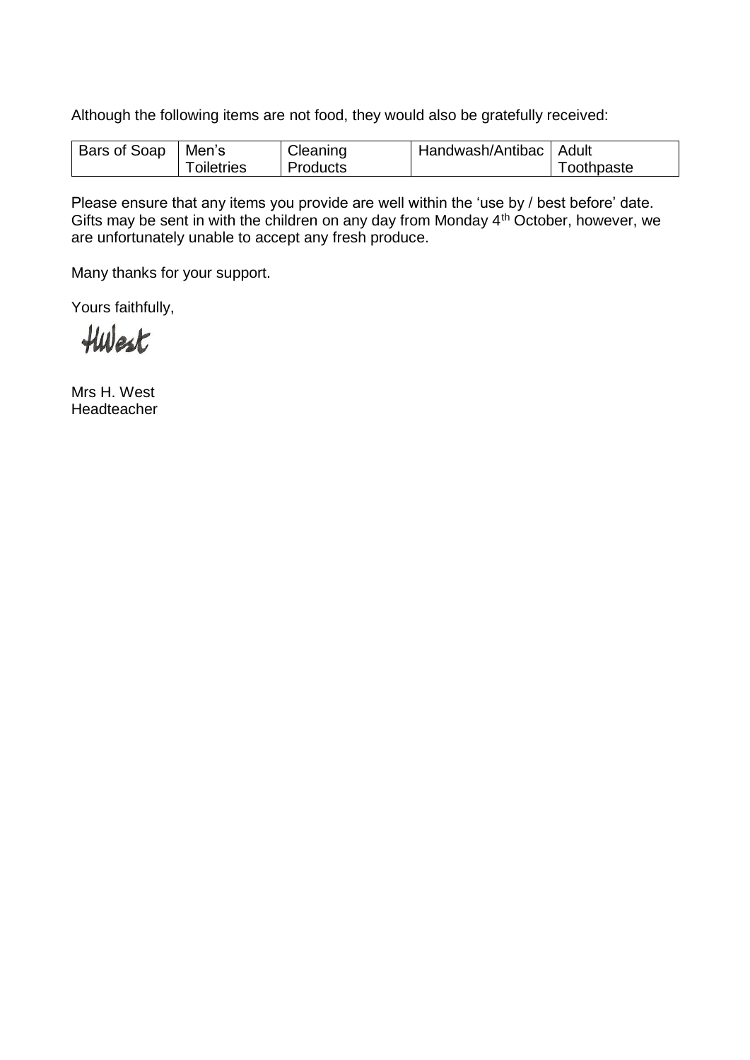Although the following items are not food, they would also be gratefully received:

| | | | | |
|---|---|---|---|---|
| Bars of Soap | Men's Toiletries | Cleaning Products | Handwash/Antibac | Adult Toothpaste |

Please ensure that any items you provide are well within the 'use by / best before' date. Gifts may be sent in with the children on any day from Monday 4th October, however, we are unfortunately unable to accept any fresh produce.

Many thanks for your support.

Yours faithfully,

HWest

Mrs H. West
Headteacher